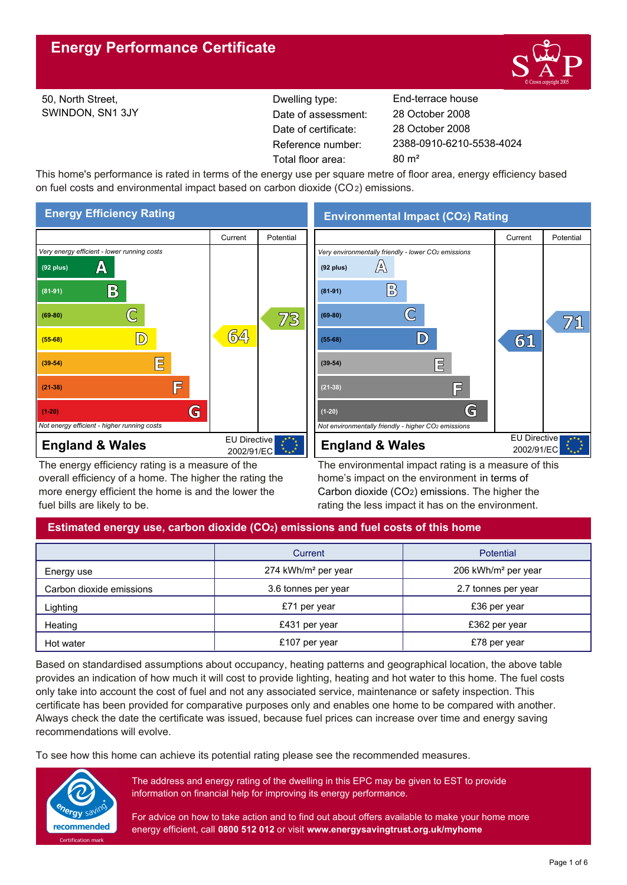# Energy Performance Certificate

50, North Street,
SWINDON, SN1 3JY

| | |
|---|---|
| Dwelling type: | End-terrace house |
| Date of assessment: | 28 October 2008 |
| Date of certificate: | 28 October 2008 |
| Reference number: | 2388-0910-6210-5538-4024 |
| Total floor area: | 80 m² |

This home's performance is rated in terms of the energy use per square metre of floor area, energy efficiency based on fuel costs and environmental impact based on carbon dioxide ($CO_2$) emissions.

## Energy Efficiency Rating

*Very energy efficient - lower running costs*

| Rating | Band | Current | Potential |
|---|---|---|---|
| (92 plus) | A | | |
| (81-91) | B | | |
| (69-80) | C | | 73 |
| (55-68) | D | 64 | |
| (39-54) | E | | |
| (21-38) | F | | |
| (1-20) | G | | |

*Not energy efficient - higher running costs*

England & Wales — EU Directive 2002/91/EC

The energy efficiency rating is a measure of the overall efficiency of a home. The higher the rating the more energy efficient the home is and the lower the fuel bills are likely to be.

## Environmental Impact ($CO_2$) Rating

*Very environmentally friendly - lower $CO_2$ emissions*

| Rating | Band | Current | Potential |
|---|---|---|---|
| (92 plus) | A | | |
| (81-91) | B | | |
| (69-80) | C | | 71 |
| (55-68) | D | 61 | |
| (39-54) | E | | |
| (21-38) | F | | |
| (1-20) | G | | |

*Not environmentally friendly - higher $CO_2$ emissions*

England & Wales — EU Directive 2002/91/EC

The environmental impact rating is a measure of this home's impact on the environment in terms of Carbon dioxide ($CO_2$) emissions. The higher the rating the less impact it has on the environment.

## Estimated energy use, carbon dioxide ($CO_2$) emissions and fuel costs of this home

| | Current | Potential |
|---|---|---|
| Energy use | 274 kWh/m² per year | 206 kWh/m² per year |
| Carbon dioxide emissions | 3.6 tonnes per year | 2.7 tonnes per year |
| Lighting | £71 per year | £36 per year |
| Heating | £431 per year | £362 per year |
| Hot water | £107 per year | £78 per year |

Based on standardised assumptions about occupancy, heating patterns and geographical location, the above table provides an indication of how much it will cost to provide lighting, heating and hot water to this home. The fuel costs only take into account the cost of fuel and not any associated service, maintenance or safety inspection. This certificate has been provided for comparative purposes only and enables one home to be compared with another. Always check the date the certificate was issued, because fuel prices can increase over time and energy saving recommendations will evolve.

To see how this home can achieve its potential rating please see the recommended measures.

The address and energy rating of the dwelling in this EPC may be given to EST to provide information on financial help for improving its energy performance.

For advice on how to take action and to find out about offers available to make your home more energy efficient, call **0800 512 012** or visit **www.energysavingtrust.org.uk/myhome**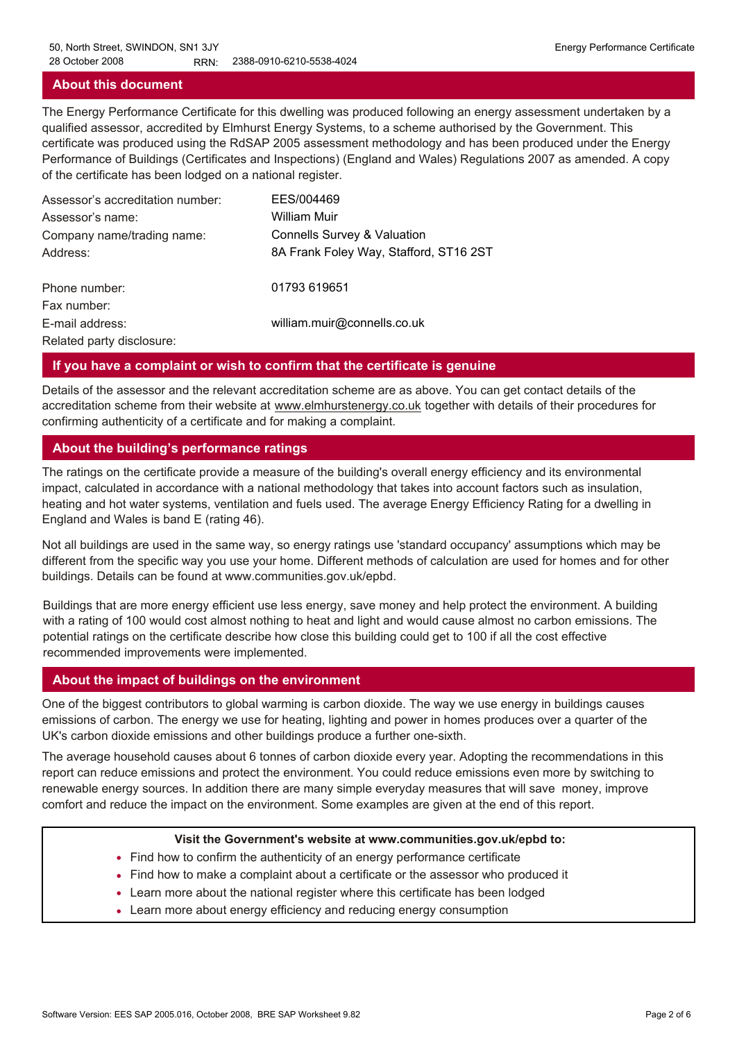## About this document

The Energy Performance Certificate for this dwelling was produced following an energy assessment undertaken by a qualified assessor, accredited by Elmhurst Energy Systems, to a scheme authorised by the Government. This certificate was produced using the RdSAP 2005 assessment methodology and has been produced under the Energy Performance of Buildings (Certificates and Inspections) (England and Wales) Regulations 2007 as amended. A copy of the certificate has been lodged on a national register.

| | |
|---|---|
| Assessor's accreditation number: | EES/004469 |
| Assessor's name: | William Muir |
| Company name/trading name: | Connells Survey & Valuation |
| Address: | 8A Frank Foley Way, Stafford, ST16 2ST |
| Phone number: | 01793 619651 |
| Fax number: | |
| E-mail address: | william.muir@connells.co.uk |
| Related party disclosure: | |

## If you have a complaint or wish to confirm that the certificate is genuine

Details of the assessor and the relevant accreditation scheme are as above. You can get contact details of the accreditation scheme from their website at www.elmhurstenergy.co.uk together with details of their procedures for confirming authenticity of a certificate and for making a complaint.

## About the building's performance ratings

The ratings on the certificate provide a measure of the building's overall energy efficiency and its environmental impact, calculated in accordance with a national methodology that takes into account factors such as insulation, heating and hot water systems, ventilation and fuels used. The average Energy Efficiency Rating for a dwelling in England and Wales is band E (rating 46).

Not all buildings are used in the same way, so energy ratings use 'standard occupancy' assumptions which may be different from the specific way you use your home. Different methods of calculation are used for homes and for other buildings. Details can be found at www.communities.gov.uk/epbd.

Buildings that are more energy efficient use less energy, save money and help protect the environment. A building with a rating of 100 would cost almost nothing to heat and light and would cause almost no carbon emissions. The potential ratings on the certificate describe how close this building could get to 100 if all the cost effective recommended improvements were implemented.

## About the impact of buildings on the environment

One of the biggest contributors to global warming is carbon dioxide. The way we use energy in buildings causes emissions of carbon. The energy we use for heating, lighting and power in homes produces over a quarter of the UK's carbon dioxide emissions and other buildings produce a further one-sixth.

The average household causes about 6 tonnes of carbon dioxide every year. Adopting the recommendations in this report can reduce emissions and protect the environment. You could reduce emissions even more by switching to renewable energy sources. In addition there are many simple everyday measures that will save money, improve comfort and reduce the impact on the environment. Some examples are given at the end of this report.

**Visit the Government's website at www.communities.gov.uk/epbd to:**

- Find how to confirm the authenticity of an energy performance certificate
- Find how to make a complaint about a certificate or the assessor who produced it
- Learn more about the national register where this certificate has been lodged
- Learn more about energy efficiency and reducing energy consumption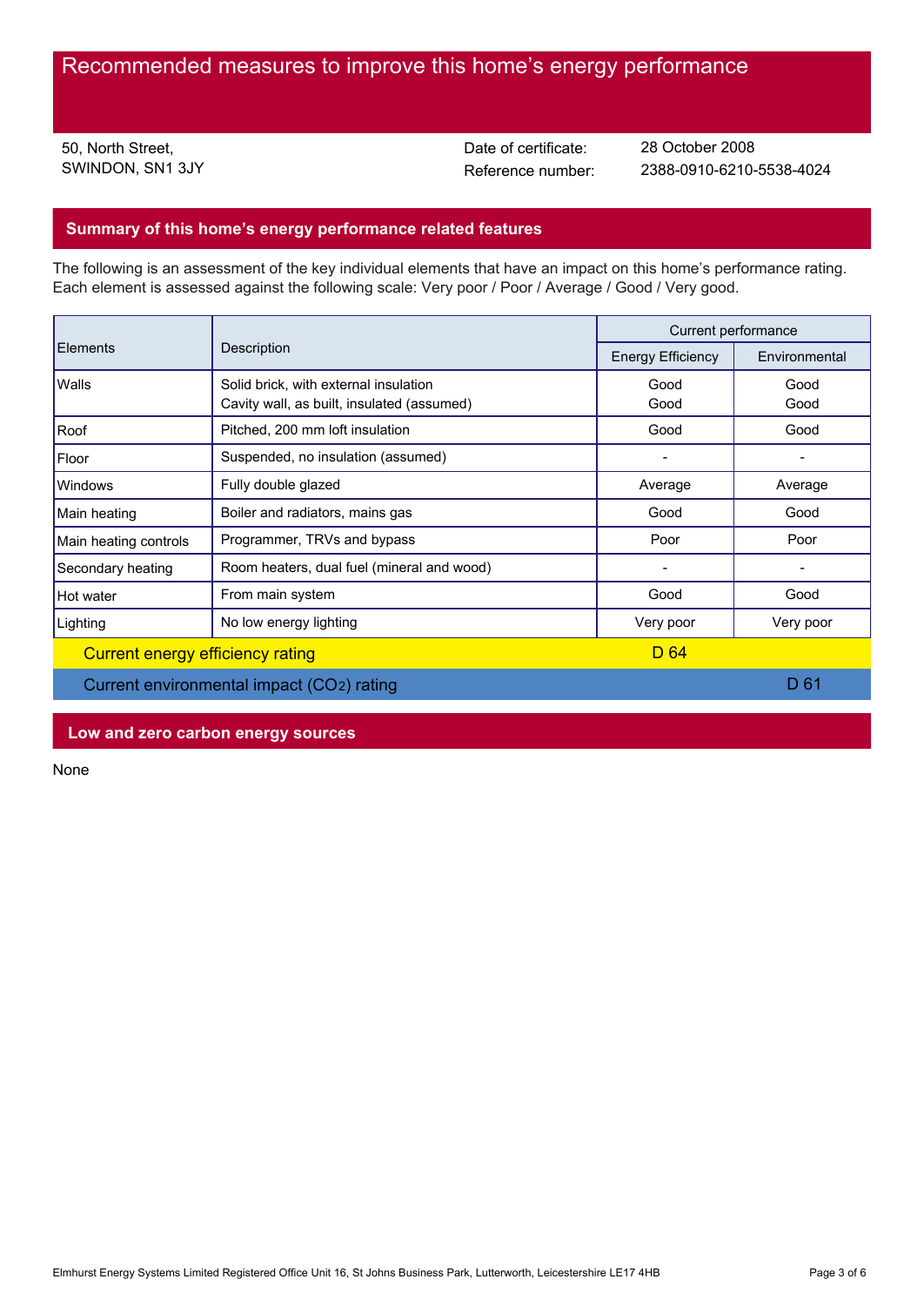# Recommended measures to improve this home's energy performance

50, North Street,
SWINDON, SN1 3JY

Date of certificate: 28 October 2008
Reference number: 2388-0910-6210-5538-4024

## Summary of this home's energy performance related features

The following is an assessment of the key individual elements that have an impact on this home's performance rating. Each element is assessed against the following scale: Very poor / Poor / Average / Good / Very good.

| Elements | Description | Current performance | |
|---|---|---|---|
| | | Energy Efficiency | Environmental |
| Walls | Solid brick, with external insulation<br>Cavity wall, as built, insulated (assumed) | Good<br>Good | Good<br>Good |
| Roof | Pitched, 200 mm loft insulation | Good | Good |
| Floor | Suspended, no insulation (assumed) | - | - |
| Windows | Fully double glazed | Average | Average |
| Main heating | Boiler and radiators, mains gas | Good | Good |
| Main heating controls | Programmer, TRVs and bypass | Poor | Poor |
| Secondary heating | Room heaters, dual fuel (mineral and wood) | - | - |
| Hot water | From main system | Good | Good |
| Lighting | No low energy lighting | Very poor | Very poor |
| Current energy efficiency rating | | D 64 | |
| Current environmental impact ($CO_2$) rating | | | D 61 |

## Low and zero carbon energy sources

None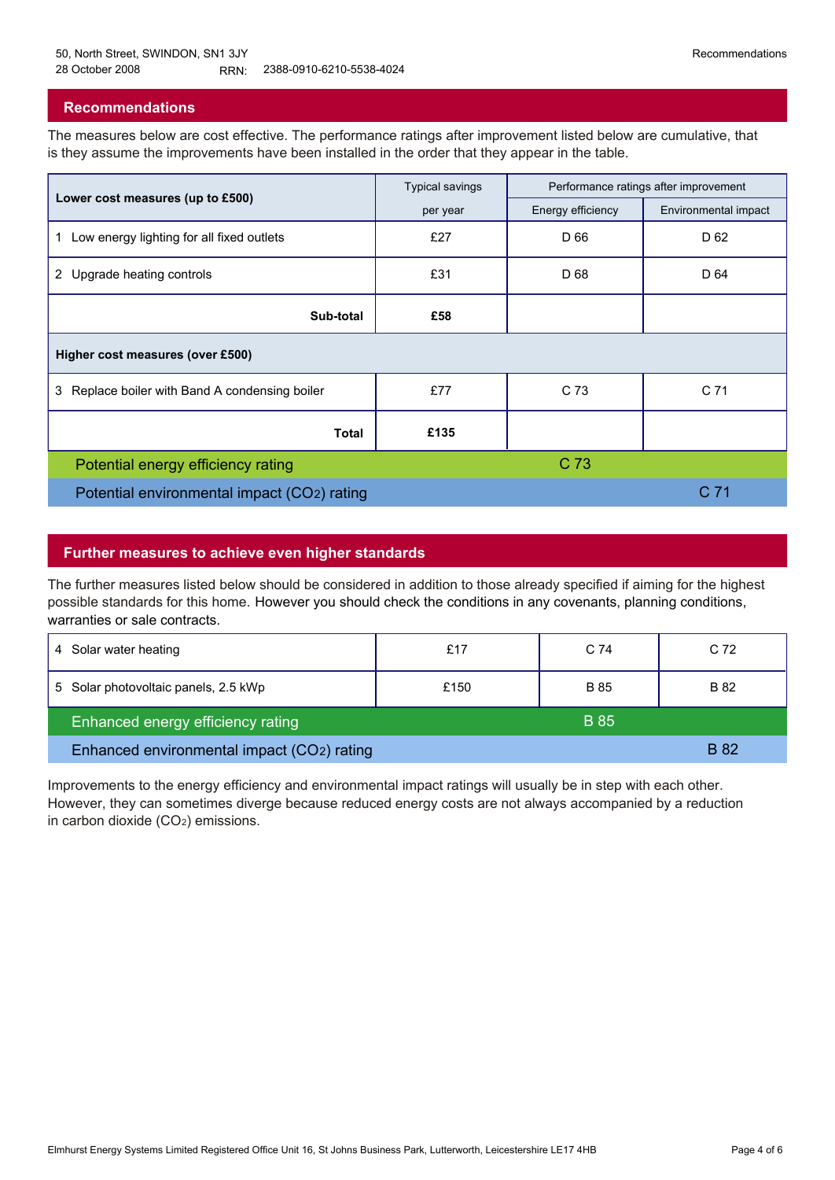50, North Street, SWINDON, SN1 3JY
28 October 2008 RRN: 2388-0910-6210-5538-4024

## Recommendations

The measures below are cost effective. The performance ratings after improvement listed below are cumulative, that is they assume the improvements have been installed in the order that they appear in the table.

| Lower cost measures (up to £500) | Typical savings per year | Performance ratings after improvement | |
|---|---|---|---|
| | | Energy efficiency | Environmental impact |
| 1 Low energy lighting for all fixed outlets | £27 | D 66 | D 62 |
| 2 Upgrade heating controls | £31 | D 68 | D 64 |
| **Sub-total** | **£58** | | |
| **Higher cost measures (over £500)** | | | |
| 3 Replace boiler with Band A condensing boiler | £77 | C 73 | C 71 |
| **Total** | **£135** | | |
| Potential energy efficiency rating | | C 73 | |
| Potential environmental impact ($CO_2$) rating | | | C 71 |

## Further measures to achieve even higher standards

The further measures listed below should be considered in addition to those already specified if aiming for the highest possible standards for this home. However you should check the conditions in any covenants, planning conditions, warranties or sale contracts.

| Measure | Typical savings per year | Energy efficiency | Environmental impact |
|---|---|---|---|
| 4 Solar water heating | £17 | C 74 | C 72 |
| 5 Solar photovoltaic panels, 2.5 kWp | £150 | B 85 | B 82 |
| Enhanced energy efficiency rating | | B 85 | |
| Enhanced environmental impact ($CO_2$) rating | | | B 82 |

Improvements to the energy efficiency and environmental impact ratings will usually be in step with each other. However, they can sometimes diverge because reduced energy costs are not always accompanied by a reduction in carbon dioxide ($CO_2$) emissions.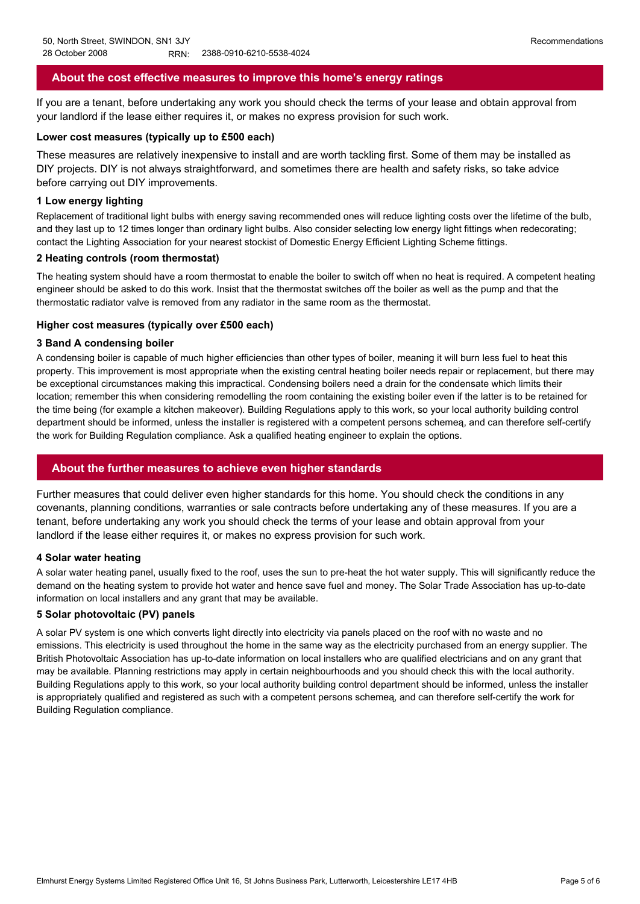## About the cost effective measures to improve this home's energy ratings

If you are a tenant, before undertaking any work you should check the terms of your lease and obtain approval from your landlord if the lease either requires it, or makes no express provision for such work.

### Lower cost measures (typically up to £500 each)

These measures are relatively inexpensive to install and are worth tackling first. Some of them may be installed as DIY projects. DIY is not always straightforward, and sometimes there are health and safety risks, so take advice before carrying out DIY improvements.

#### 1 Low energy lighting

Replacement of traditional light bulbs with energy saving recommended ones will reduce lighting costs over the lifetime of the bulb, and they last up to 12 times longer than ordinary light bulbs. Also consider selecting low energy light fittings when redecorating; contact the Lighting Association for your nearest stockist of Domestic Energy Efficient Lighting Scheme fittings.

#### 2 Heating controls (room thermostat)

The heating system should have a room thermostat to enable the boiler to switch off when no heat is required. A competent heating engineer should be asked to do this work. Insist that the thermostat switches off the boiler as well as the pump and that the thermostatic radiator valve is removed from any radiator in the same room as the thermostat.

### Higher cost measures (typically over £500 each)

#### 3 Band A condensing boiler

A condensing boiler is capable of much higher efficiencies than other types of boiler, meaning it will burn less fuel to heat this property. This improvement is most appropriate when the existing central heating boiler needs repair or replacement, but there may be exceptional circumstances making this impractical. Condensing boilers need a drain for the condensate which limits their location; remember this when considering remodelling the room containing the existing boiler even if the latter is to be retained for the time being (for example a kitchen makeover). Building Regulations apply to this work, so your local authority building control department should be informed, unless the installer is registered with a competent persons schemeą, and can therefore self-certify the work for Building Regulation compliance. Ask a qualified heating engineer to explain the options.

## About the further measures to achieve even higher standards

Further measures that could deliver even higher standards for this home. You should check the conditions in any covenants, planning conditions, warranties or sale contracts before undertaking any of these measures. If you are a tenant, before undertaking any work you should check the terms of your lease and obtain approval from your landlord if the lease either requires it, or makes no express provision for such work.

#### 4 Solar water heating

A solar water heating panel, usually fixed to the roof, uses the sun to pre-heat the hot water supply. This will significantly reduce the demand on the heating system to provide hot water and hence save fuel and money. The Solar Trade Association has up-to-date information on local installers and any grant that may be available.

#### 5 Solar photovoltaic (PV) panels

A solar PV system is one which converts light directly into electricity via panels placed on the roof with no waste and no emissions. This electricity is used throughout the home in the same way as the electricity purchased from an energy supplier. The British Photovoltaic Association has up-to-date information on local installers who are qualified electricians and on any grant that may be available. Planning restrictions may apply in certain neighbourhoods and you should check this with the local authority. Building Regulations apply to this work, so your local authority building control department should be informed, unless the installer is appropriately qualified and registered as such with a competent persons schemeą, and can therefore self-certify the work for Building Regulation compliance.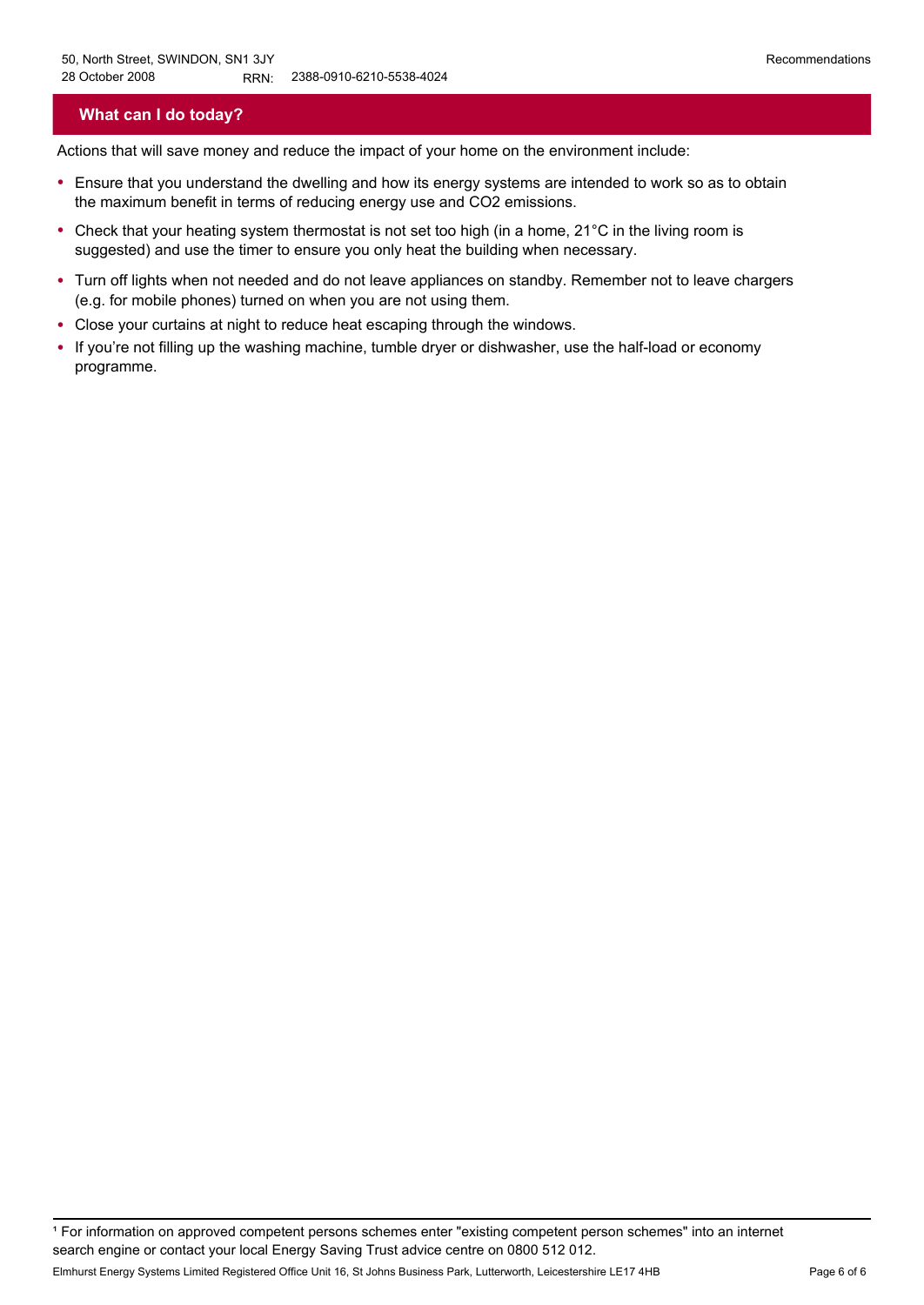## What can I do today?

Actions that will save money and reduce the impact of your home on the environment include:

- Ensure that you understand the dwelling and how its energy systems are intended to work so as to obtain the maximum benefit in terms of reducing energy use and $CO_2$ emissions.
- Check that your heating system thermostat is not set too high (in a home, 21°C in the living room is suggested) and use the timer to ensure you only heat the building when necessary.
- Turn off lights when not needed and do not leave appliances on standby. Remember not to leave chargers (e.g. for mobile phones) turned on when you are not using them.
- Close your curtains at night to reduce heat escaping through the windows.
- If you're not filling up the washing machine, tumble dryer or dishwasher, use the half-load or economy programme.

---

[1] For information on approved competent persons schemes enter "existing competent person schemes" into an internet search engine or contact your local Energy Saving Trust advice centre on 0800 512 012.